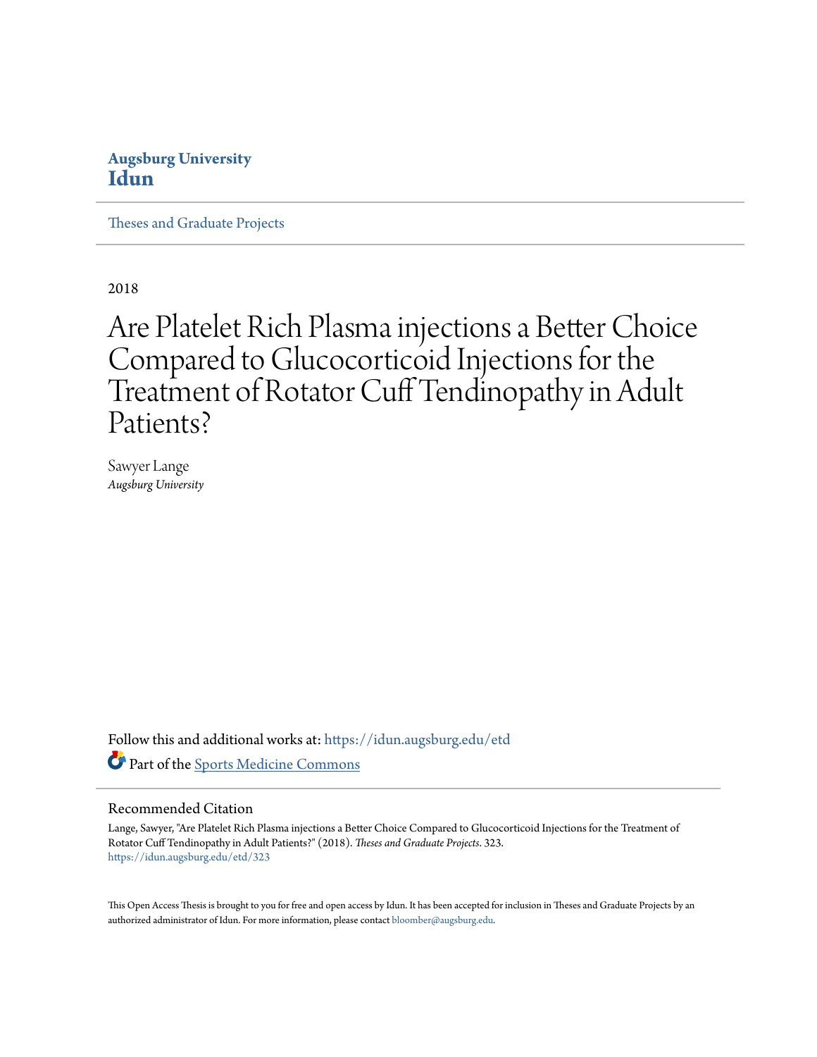**Augsburg University**
**Idun**

Theses and Graduate Projects

2018

# Are Platelet Rich Plasma injections a Better Choice Compared to Glucocorticoid Injections for the Treatment of Rotator Cuff Tendinopathy in Adult Patients?

Sawyer Lange
*Augsburg University*

Follow this and additional works at: https://idun.augsburg.edu/etd

Part of the Sports Medicine Commons

## Recommended Citation

Lange, Sawyer, "Are Platelet Rich Plasma injections a Better Choice Compared to Glucocorticoid Injections for the Treatment of Rotator Cuff Tendinopathy in Adult Patients?" (2018). *Theses and Graduate Projects*. 323.
https://idun.augsburg.edu/etd/323

This Open Access Thesis is brought to you for free and open access by Idun. It has been accepted for inclusion in Theses and Graduate Projects by an authorized administrator of Idun. For more information, please contact bloomber@augsburg.edu.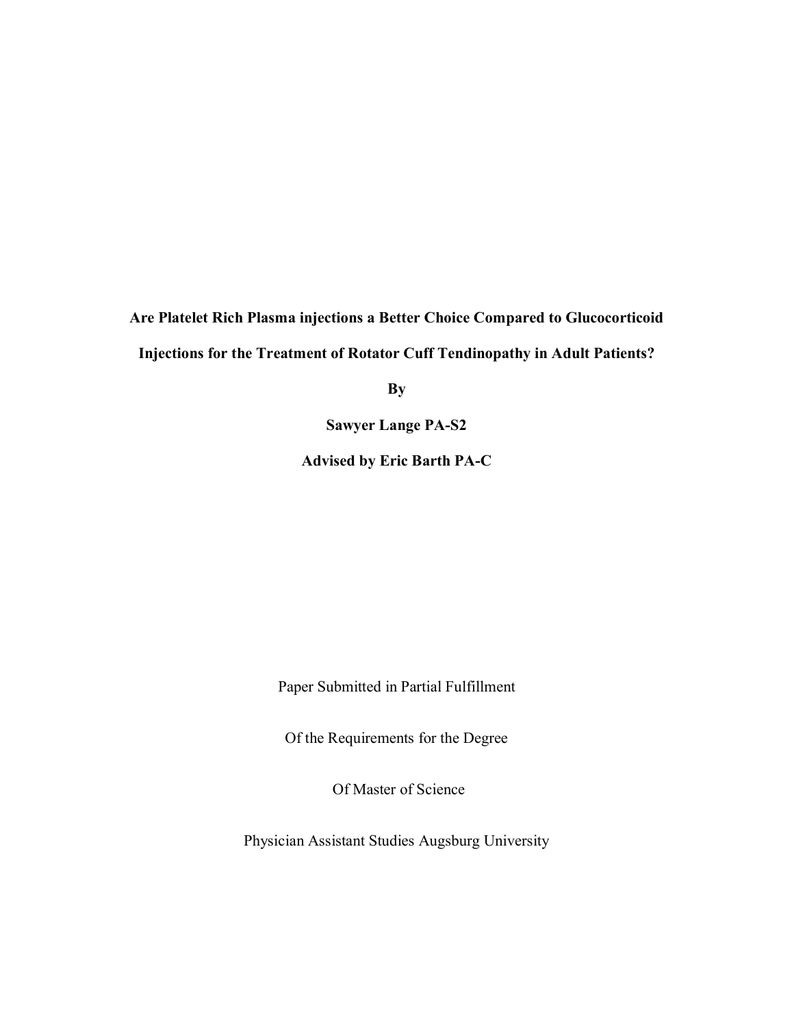**Are Platelet Rich Plasma injections a Better Choice Compared to Glucocorticoid Injections for the Treatment of Rotator Cuff Tendinopathy in Adult Patients?**

**By**

**Sawyer Lange PA-S2**

**Advised by Eric Barth PA-C**

Paper Submitted in Partial Fulfillment

Of the Requirements for the Degree

Of Master of Science

Physician Assistant Studies Augsburg University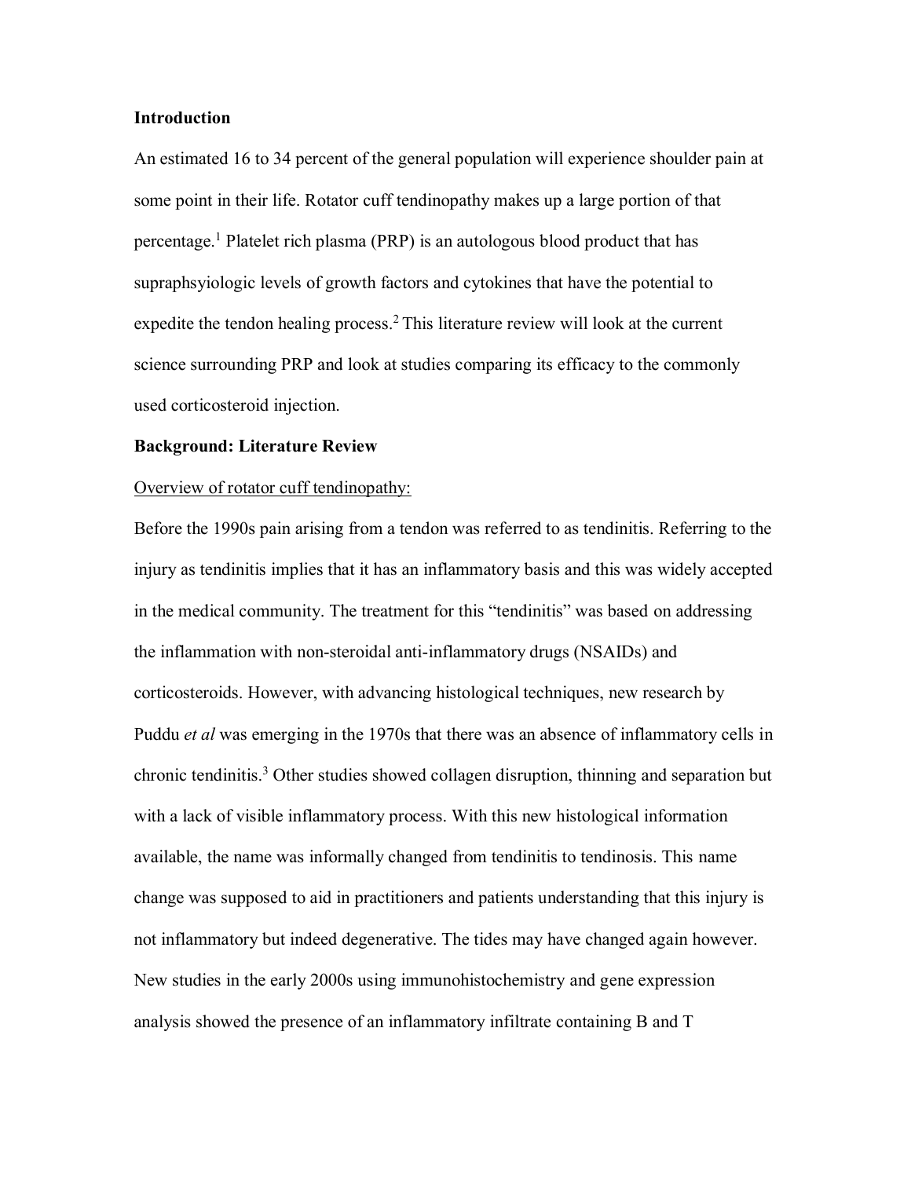**Introduction**

An estimated 16 to 34 percent of the general population will experience shoulder pain at some point in their life. Rotator cuff tendinopathy makes up a large portion of that percentage.[1] Platelet rich plasma (PRP) is an autologous blood product that has supraphsyiologic levels of growth factors and cytokines that have the potential to expedite the tendon healing process.[2] This literature review will look at the current science surrounding PRP and look at studies comparing its efficacy to the commonly used corticosteroid injection.

**Background: Literature Review**

Overview of rotator cuff tendinopathy:

Before the 1990s pain arising from a tendon was referred to as tendinitis. Referring to the injury as tendinitis implies that it has an inflammatory basis and this was widely accepted in the medical community. The treatment for this "tendinitis" was based on addressing the inflammation with non-steroidal anti-inflammatory drugs (NSAIDs) and corticosteroids. However, with advancing histological techniques, new research by Puddu *et al* was emerging in the 1970s that there was an absence of inflammatory cells in chronic tendinitis.[3] Other studies showed collagen disruption, thinning and separation but with a lack of visible inflammatory process. With this new histological information available, the name was informally changed from tendinitis to tendinosis. This name change was supposed to aid in practitioners and patients understanding that this injury is not inflammatory but indeed degenerative. The tides may have changed again however. New studies in the early 2000s using immunohistochemistry and gene expression analysis showed the presence of an inflammatory infiltrate containing B and T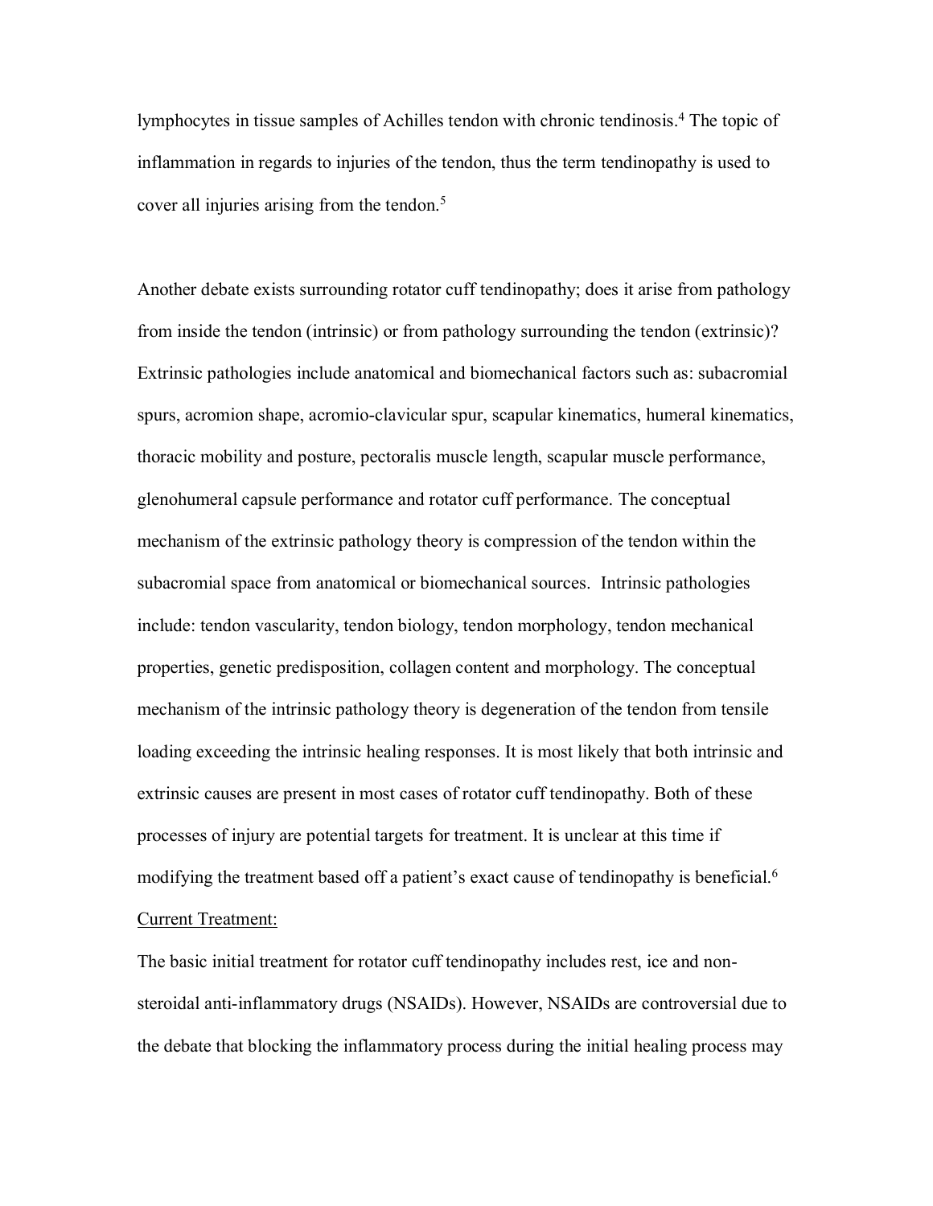lymphocytes in tissue samples of Achilles tendon with chronic tendinosis.[4] The topic of inflammation in regards to injuries of the tendon, thus the term tendinopathy is used to cover all injuries arising from the tendon.[5]

Another debate exists surrounding rotator cuff tendinopathy; does it arise from pathology from inside the tendon (intrinsic) or from pathology surrounding the tendon (extrinsic)? Extrinsic pathologies include anatomical and biomechanical factors such as: subacromial spurs, acromion shape, acromio-clavicular spur, scapular kinematics, humeral kinematics, thoracic mobility and posture, pectoralis muscle length, scapular muscle performance, glenohumeral capsule performance and rotator cuff performance. The conceptual mechanism of the extrinsic pathology theory is compression of the tendon within the subacromial space from anatomical or biomechanical sources. Intrinsic pathologies include: tendon vascularity, tendon biology, tendon morphology, tendon mechanical properties, genetic predisposition, collagen content and morphology. The conceptual mechanism of the intrinsic pathology theory is degeneration of the tendon from tensile loading exceeding the intrinsic healing responses. It is most likely that both intrinsic and extrinsic causes are present in most cases of rotator cuff tendinopathy. Both of these processes of injury are potential targets for treatment. It is unclear at this time if modifying the treatment based off a patient's exact cause of tendinopathy is beneficial.[6]

<u>Current Treatment:</u>

The basic initial treatment for rotator cuff tendinopathy includes rest, ice and non-steroidal anti-inflammatory drugs (NSAIDs). However, NSAIDs are controversial due to the debate that blocking the inflammatory process during the initial healing process may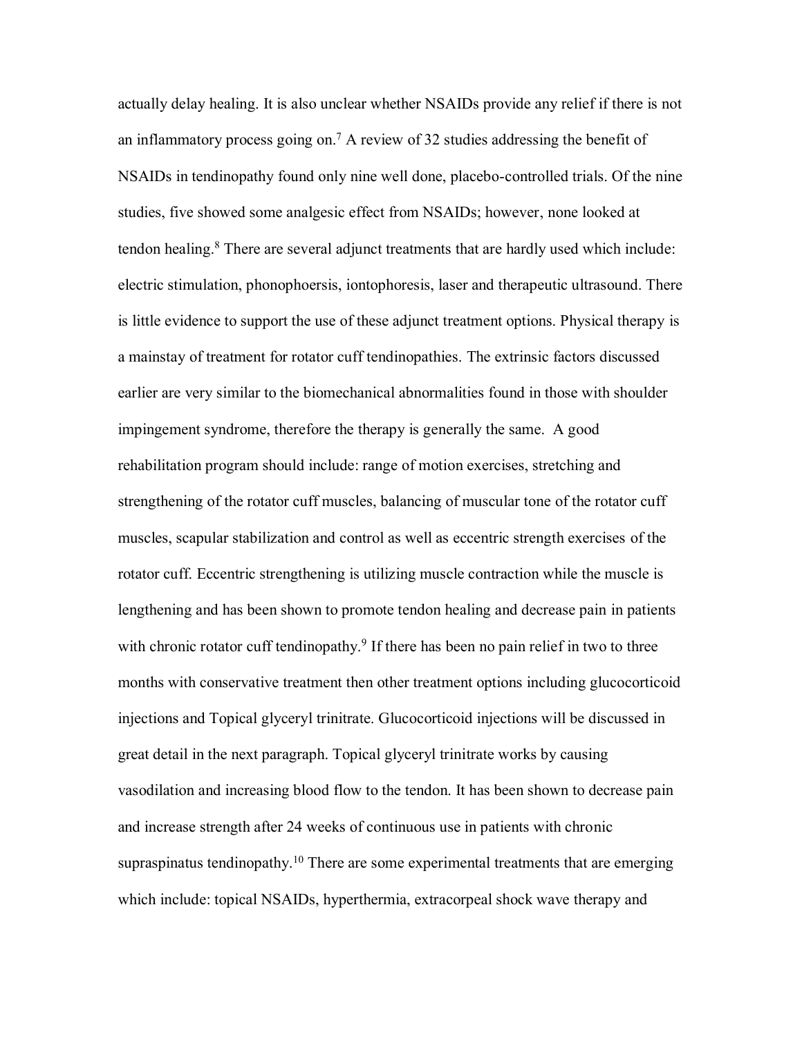actually delay healing. It is also unclear whether NSAIDs provide any relief if there is not an inflammatory process going on.[7] A review of 32 studies addressing the benefit of NSAIDs in tendinopathy found only nine well done, placebo-controlled trials. Of the nine studies, five showed some analgesic effect from NSAIDs; however, none looked at tendon healing.[8] There are several adjunct treatments that are hardly used which include: electric stimulation, phonophoersis, iontophoresis, laser and therapeutic ultrasound. There is little evidence to support the use of these adjunct treatment options. Physical therapy is a mainstay of treatment for rotator cuff tendinopathies. The extrinsic factors discussed earlier are very similar to the biomechanical abnormalities found in those with shoulder impingement syndrome, therefore the therapy is generally the same. A good rehabilitation program should include: range of motion exercises, stretching and strengthening of the rotator cuff muscles, balancing of muscular tone of the rotator cuff muscles, scapular stabilization and control as well as eccentric strength exercises of the rotator cuff. Eccentric strengthening is utilizing muscle contraction while the muscle is lengthening and has been shown to promote tendon healing and decrease pain in patients with chronic rotator cuff tendinopathy.[9] If there has been no pain relief in two to three months with conservative treatment then other treatment options including glucocorticoid injections and Topical glyceryl trinitrate. Glucocorticoid injections will be discussed in great detail in the next paragraph. Topical glyceryl trinitrate works by causing vasodilation and increasing blood flow to the tendon. It has been shown to decrease pain and increase strength after 24 weeks of continuous use in patients with chronic supraspinatus tendinopathy.[10] There are some experimental treatments that are emerging which include: topical NSAIDs, hyperthermia, extracorpeal shock wave therapy and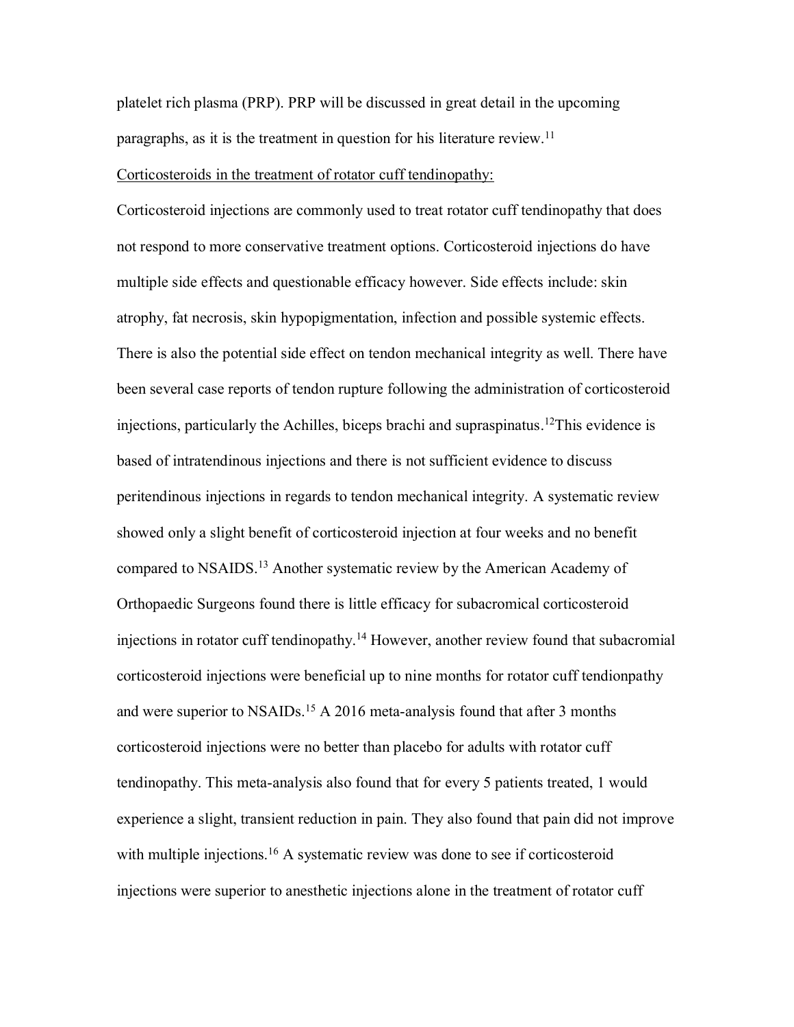platelet rich plasma (PRP). PRP will be discussed in great detail in the upcoming paragraphs, as it is the treatment in question for his literature review.[11]

Corticosteroids in the treatment of rotator cuff tendinopathy:

Corticosteroid injections are commonly used to treat rotator cuff tendinopathy that does not respond to more conservative treatment options. Corticosteroid injections do have multiple side effects and questionable efficacy however. Side effects include: skin atrophy, fat necrosis, skin hypopigmentation, infection and possible systemic effects. There is also the potential side effect on tendon mechanical integrity as well. There have been several case reports of tendon rupture following the administration of corticosteroid injections, particularly the Achilles, biceps brachi and supraspinatus.[12]This evidence is based of intratendinous injections and there is not sufficient evidence to discuss peritendinous injections in regards to tendon mechanical integrity. A systematic review showed only a slight benefit of corticosteroid injection at four weeks and no benefit compared to NSAIDS.[13] Another systematic review by the American Academy of Orthopaedic Surgeons found there is little efficacy for subacromical corticosteroid injections in rotator cuff tendinopathy.[14] However, another review found that subacromial corticosteroid injections were beneficial up to nine months for rotator cuff tendionpathy and were superior to NSAIDs.[15] A 2016 meta-analysis found that after 3 months corticosteroid injections were no better than placebo for adults with rotator cuff tendinopathy. This meta-analysis also found that for every 5 patients treated, 1 would experience a slight, transient reduction in pain. They also found that pain did not improve with multiple injections.[16] A systematic review was done to see if corticosteroid injections were superior to anesthetic injections alone in the treatment of rotator cuff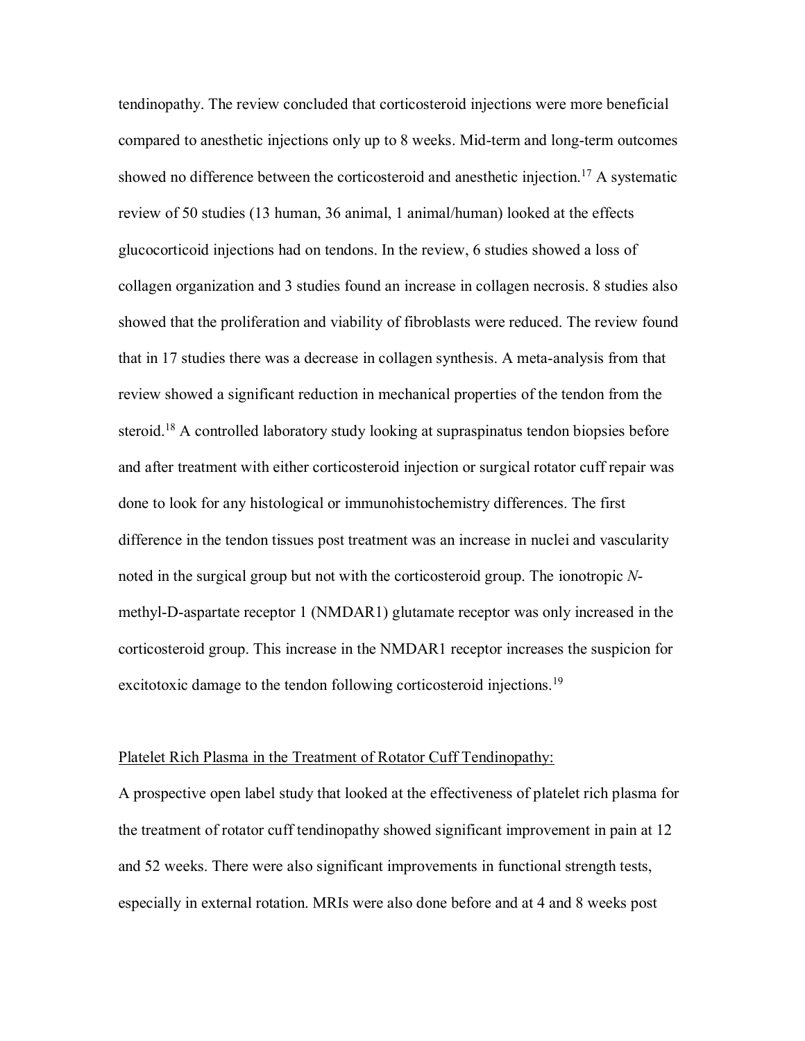tendinopathy. The review concluded that corticosteroid injections were more beneficial compared to anesthetic injections only up to 8 weeks. Mid-term and long-term outcomes showed no difference between the corticosteroid and anesthetic injection.[17] A systematic review of 50 studies (13 human, 36 animal, 1 animal/human) looked at the effects glucocorticoid injections had on tendons. In the review, 6 studies showed a loss of collagen organization and 3 studies found an increase in collagen necrosis. 8 studies also showed that the proliferation and viability of fibroblasts were reduced. The review found that in 17 studies there was a decrease in collagen synthesis. A meta-analysis from that review showed a significant reduction in mechanical properties of the tendon from the steroid.[18] A controlled laboratory study looking at supraspinatus tendon biopsies before and after treatment with either corticosteroid injection or surgical rotator cuff repair was done to look for any histological or immunohistochemistry differences. The first difference in the tendon tissues post treatment was an increase in nuclei and vascularity noted in the surgical group but not with the corticosteroid group. The ionotropic *N*-methyl-D-aspartate receptor 1 (NMDAR1) glutamate receptor was only increased in the corticosteroid group. This increase in the NMDAR1 receptor increases the suspicion for excitotoxic damage to the tendon following corticosteroid injections.[19]

<u>Platelet Rich Plasma in the Treatment of Rotator Cuff Tendinopathy:</u>

A prospective open label study that looked at the effectiveness of platelet rich plasma for the treatment of rotator cuff tendinopathy showed significant improvement in pain at 12 and 52 weeks. There were also significant improvements in functional strength tests, especially in external rotation. MRIs were also done before and at 4 and 8 weeks post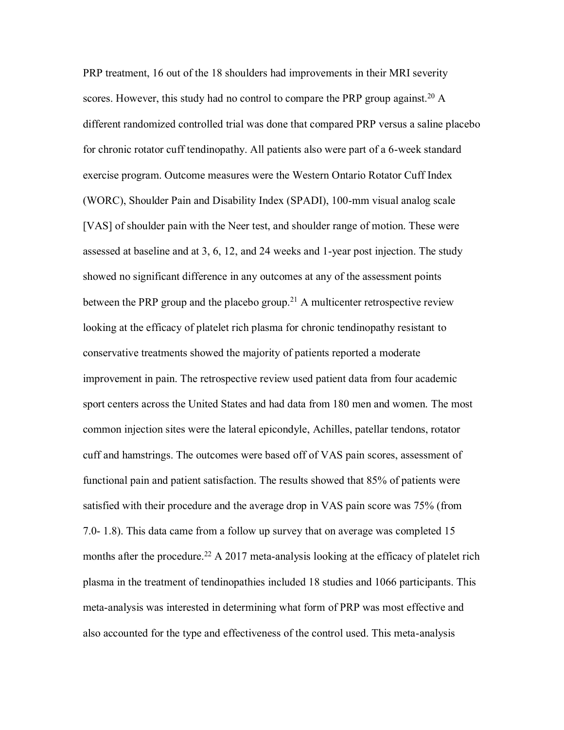PRP treatment, 16 out of the 18 shoulders had improvements in their MRI severity scores. However, this study had no control to compare the PRP group against.[20] A different randomized controlled trial was done that compared PRP versus a saline placebo for chronic rotator cuff tendinopathy. All patients also were part of a 6-week standard exercise program. Outcome measures were the Western Ontario Rotator Cuff Index (WORC), Shoulder Pain and Disability Index (SPADI), 100-mm visual analog scale [VAS] of shoulder pain with the Neer test, and shoulder range of motion. These were assessed at baseline and at 3, 6, 12, and 24 weeks and 1-year post injection. The study showed no significant difference in any outcomes at any of the assessment points between the PRP group and the placebo group.[21] A multicenter retrospective review looking at the efficacy of platelet rich plasma for chronic tendinopathy resistant to conservative treatments showed the majority of patients reported a moderate improvement in pain. The retrospective review used patient data from four academic sport centers across the United States and had data from 180 men and women. The most common injection sites were the lateral epicondyle, Achilles, patellar tendons, rotator cuff and hamstrings. The outcomes were based off of VAS pain scores, assessment of functional pain and patient satisfaction. The results showed that 85% of patients were satisfied with their procedure and the average drop in VAS pain score was 75% (from 7.0- 1.8). This data came from a follow up survey that on average was completed 15 months after the procedure.[22] A 2017 meta-analysis looking at the efficacy of platelet rich plasma in the treatment of tendinopathies included 18 studies and 1066 participants. This meta-analysis was interested in determining what form of PRP was most effective and also accounted for the type and effectiveness of the control used. This meta-analysis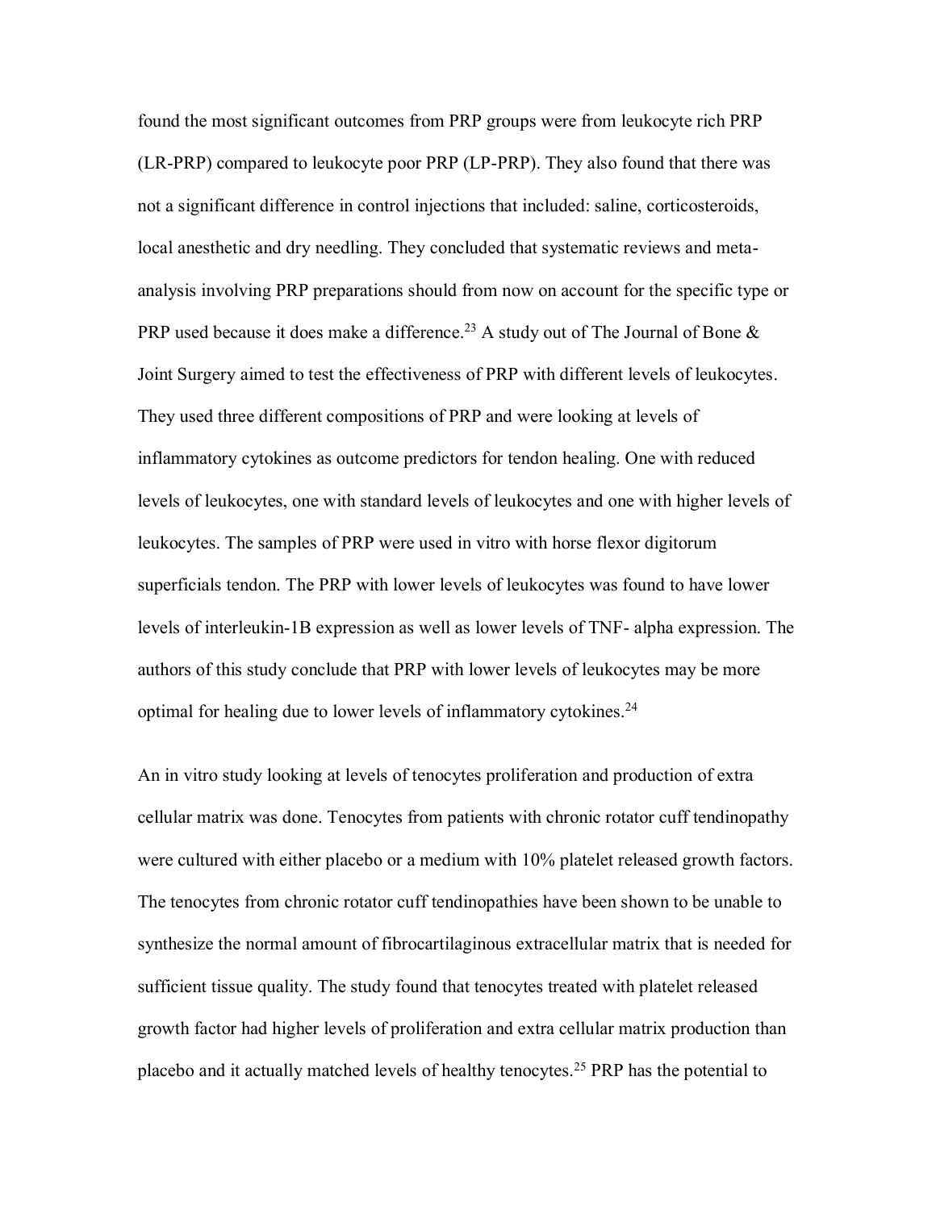found the most significant outcomes from PRP groups were from leukocyte rich PRP (LR-PRP) compared to leukocyte poor PRP (LP-PRP). They also found that there was not a significant difference in control injections that included: saline, corticosteroids, local anesthetic and dry needling. They concluded that systematic reviews and meta-analysis involving PRP preparations should from now on account for the specific type or PRP used because it does make a difference.[23] A study out of The Journal of Bone & Joint Surgery aimed to test the effectiveness of PRP with different levels of leukocytes. They used three different compositions of PRP and were looking at levels of inflammatory cytokines as outcome predictors for tendon healing. One with reduced levels of leukocytes, one with standard levels of leukocytes and one with higher levels of leukocytes. The samples of PRP were used in vitro with horse flexor digitorum superficials tendon. The PRP with lower levels of leukocytes was found to have lower levels of interleukin-1B expression as well as lower levels of TNF- alpha expression. The authors of this study conclude that PRP with lower levels of leukocytes may be more optimal for healing due to lower levels of inflammatory cytokines.[24]

An in vitro study looking at levels of tenocytes proliferation and production of extra cellular matrix was done. Tenocytes from patients with chronic rotator cuff tendinopathy were cultured with either placebo or a medium with 10% platelet released growth factors. The tenocytes from chronic rotator cuff tendinopathies have been shown to be unable to synthesize the normal amount of fibrocartilaginous extracellular matrix that is needed for sufficient tissue quality. The study found that tenocytes treated with platelet released growth factor had higher levels of proliferation and extra cellular matrix production than placebo and it actually matched levels of healthy tenocytes.[25] PRP has the potential to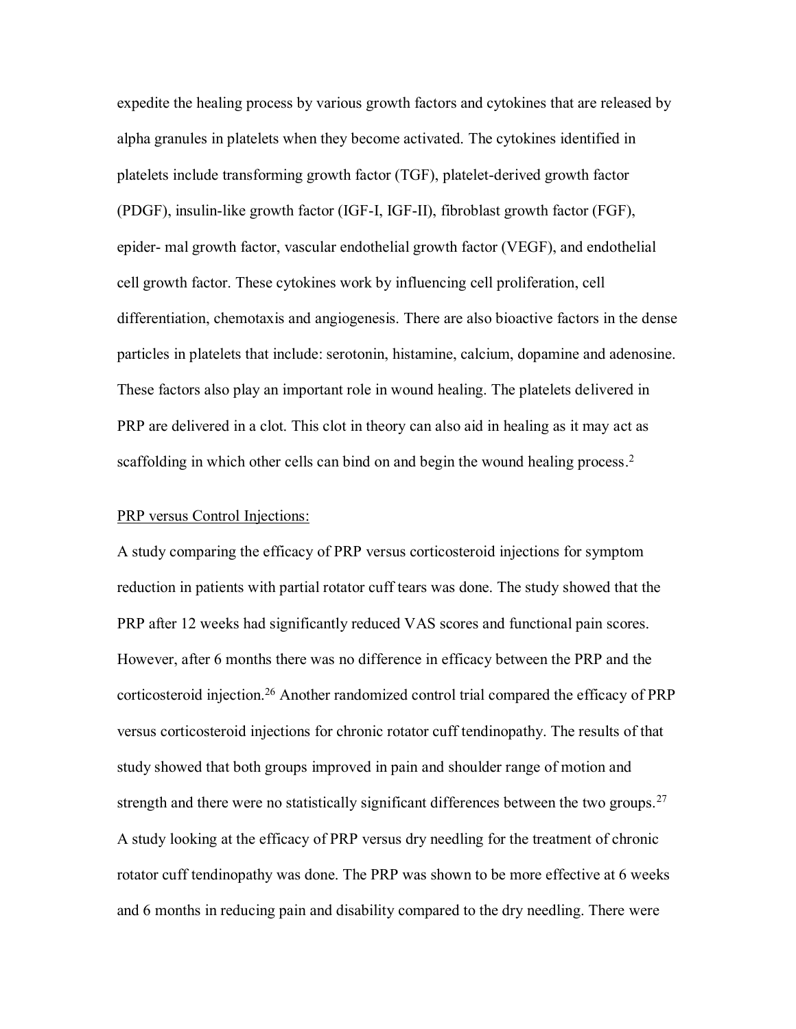expedite the healing process by various growth factors and cytokines that are released by alpha granules in platelets when they become activated. The cytokines identified in platelets include transforming growth factor (TGF), platelet-derived growth factor (PDGF), insulin-like growth factor (IGF-I, IGF-II), fibroblast growth factor (FGF), epider- mal growth factor, vascular endothelial growth factor (VEGF), and endothelial cell growth factor. These cytokines work by influencing cell proliferation, cell differentiation, chemotaxis and angiogenesis. There are also bioactive factors in the dense particles in platelets that include: serotonin, histamine, calcium, dopamine and adenosine. These factors also play an important role in wound healing. The platelets delivered in PRP are delivered in a clot. This clot in theory can also aid in healing as it may act as scaffolding in which other cells can bind on and begin the wound healing process.[2]

PRP versus Control Injections:

A study comparing the efficacy of PRP versus corticosteroid injections for symptom reduction in patients with partial rotator cuff tears was done. The study showed that the PRP after 12 weeks had significantly reduced VAS scores and functional pain scores. However, after 6 months there was no difference in efficacy between the PRP and the corticosteroid injection.[26] Another randomized control trial compared the efficacy of PRP versus corticosteroid injections for chronic rotator cuff tendinopathy. The results of that study showed that both groups improved in pain and shoulder range of motion and strength and there were no statistically significant differences between the two groups.[27] A study looking at the efficacy of PRP versus dry needling for the treatment of chronic rotator cuff tendinopathy was done. The PRP was shown to be more effective at 6 weeks and 6 months in reducing pain and disability compared to the dry needling. There were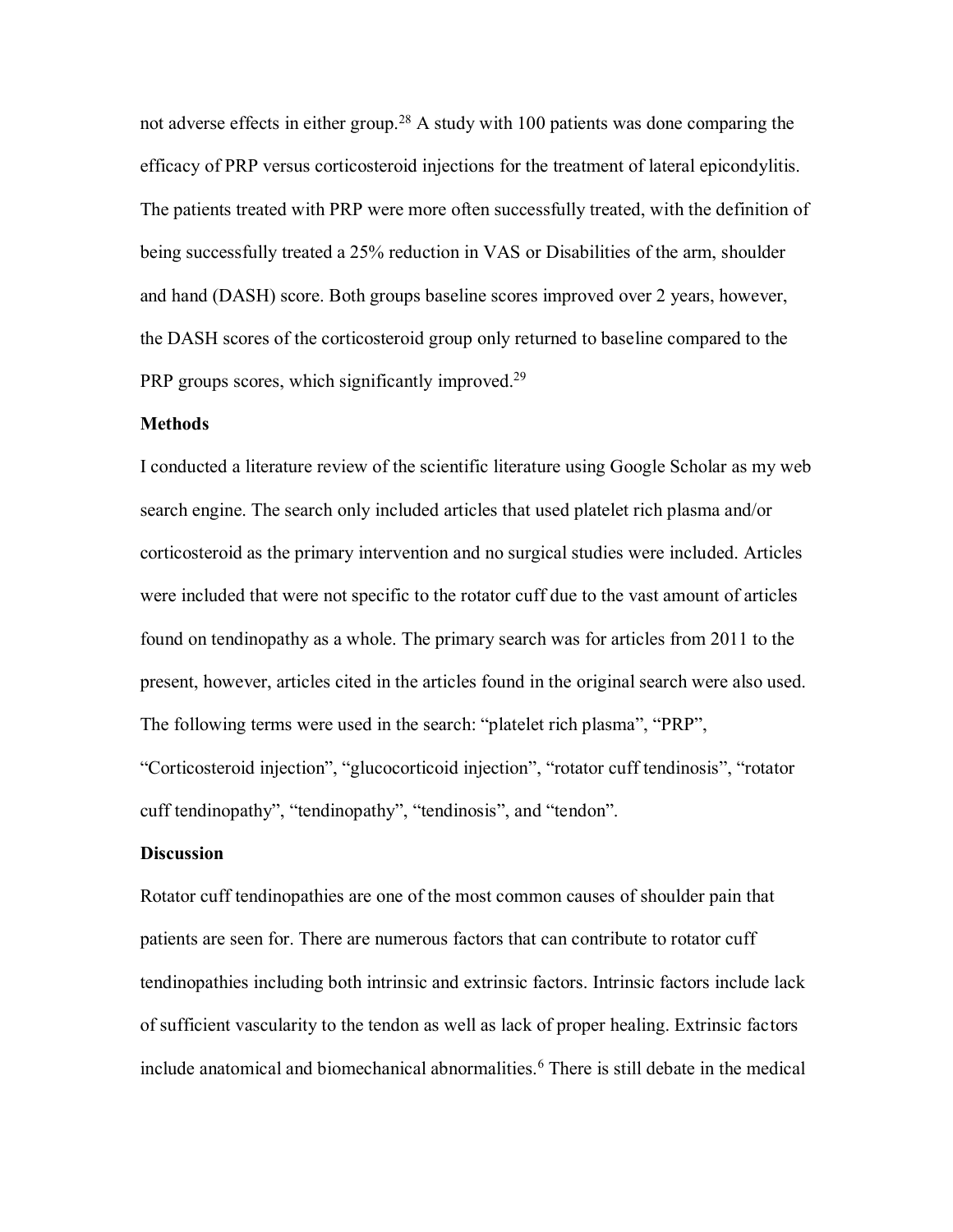not adverse effects in either group.[28] A study with 100 patients was done comparing the efficacy of PRP versus corticosteroid injections for the treatment of lateral epicondylitis. The patients treated with PRP were more often successfully treated, with the definition of being successfully treated a 25% reduction in VAS or Disabilities of the arm, shoulder and hand (DASH) score. Both groups baseline scores improved over 2 years, however, the DASH scores of the corticosteroid group only returned to baseline compared to the PRP groups scores, which significantly improved.[29]

**Methods**

I conducted a literature review of the scientific literature using Google Scholar as my web search engine. The search only included articles that used platelet rich plasma and/or corticosteroid as the primary intervention and no surgical studies were included. Articles were included that were not specific to the rotator cuff due to the vast amount of articles found on tendinopathy as a whole. The primary search was for articles from 2011 to the present, however, articles cited in the articles found in the original search were also used. The following terms were used in the search: "platelet rich plasma", "PRP", "Corticosteroid injection", "glucocorticoid injection", "rotator cuff tendinosis", "rotator cuff tendinopathy", "tendinopathy", "tendinosis", and "tendon".

**Discussion**

Rotator cuff tendinopathies are one of the most common causes of shoulder pain that patients are seen for. There are numerous factors that can contribute to rotator cuff tendinopathies including both intrinsic and extrinsic factors. Intrinsic factors include lack of sufficient vascularity to the tendon as well as lack of proper healing. Extrinsic factors include anatomical and biomechanical abnormalities.[6] There is still debate in the medical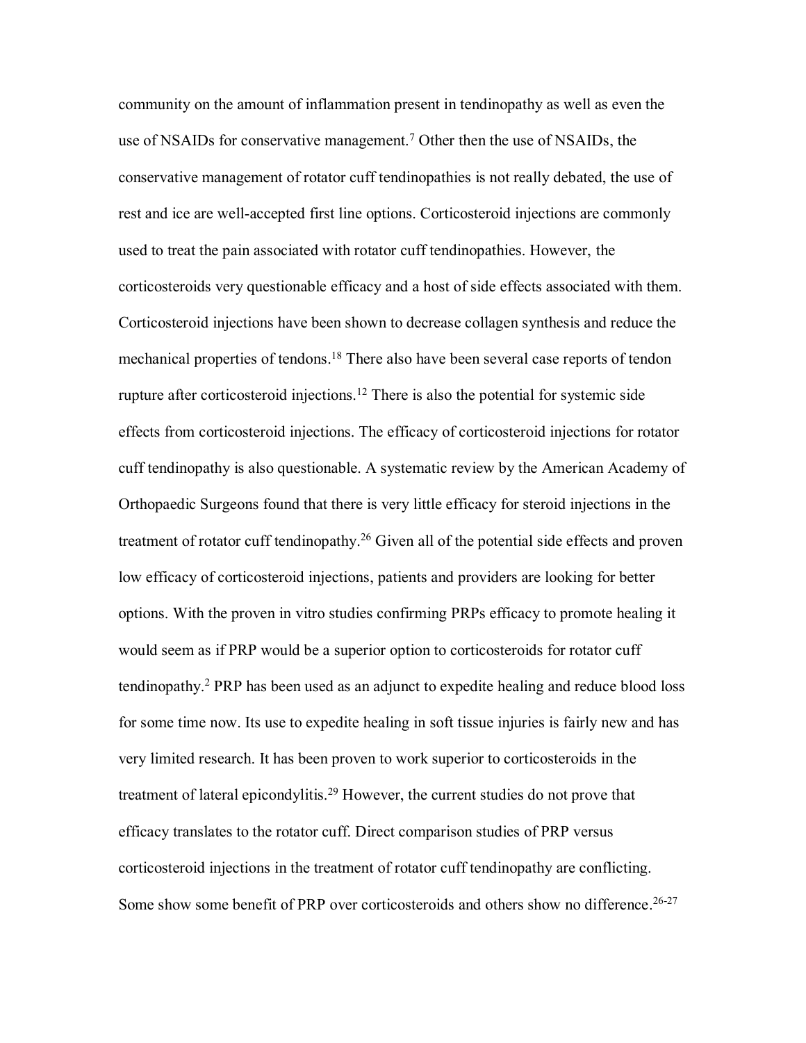community on the amount of inflammation present in tendinopathy as well as even the use of NSAIDs for conservative management.[7] Other then the use of NSAIDs, the conservative management of rotator cuff tendinopathies is not really debated, the use of rest and ice are well-accepted first line options. Corticosteroid injections are commonly used to treat the pain associated with rotator cuff tendinopathies. However, the corticosteroids very questionable efficacy and a host of side effects associated with them. Corticosteroid injections have been shown to decrease collagen synthesis and reduce the mechanical properties of tendons.[18] There also have been several case reports of tendon rupture after corticosteroid injections.[12] There is also the potential for systemic side effects from corticosteroid injections. The efficacy of corticosteroid injections for rotator cuff tendinopathy is also questionable. A systematic review by the American Academy of Orthopaedic Surgeons found that there is very little efficacy for steroid injections in the treatment of rotator cuff tendinopathy.[26] Given all of the potential side effects and proven low efficacy of corticosteroid injections, patients and providers are looking for better options. With the proven in vitro studies confirming PRPs efficacy to promote healing it would seem as if PRP would be a superior option to corticosteroids for rotator cuff tendinopathy.[2] PRP has been used as an adjunct to expedite healing and reduce blood loss for some time now. Its use to expedite healing in soft tissue injuries is fairly new and has very limited research. It has been proven to work superior to corticosteroids in the treatment of lateral epicondylitis.[29] However, the current studies do not prove that efficacy translates to the rotator cuff. Direct comparison studies of PRP versus corticosteroid injections in the treatment of rotator cuff tendinopathy are conflicting. Some show some benefit of PRP over corticosteroids and others show no difference.[26-27]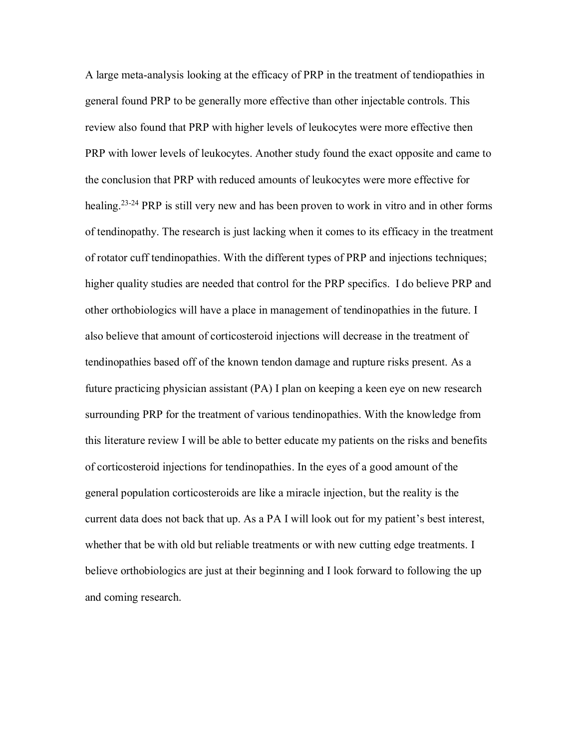A large meta-analysis looking at the efficacy of PRP in the treatment of tendiopathies in general found PRP to be generally more effective than other injectable controls. This review also found that PRP with higher levels of leukocytes were more effective then PRP with lower levels of leukocytes. Another study found the exact opposite and came to the conclusion that PRP with reduced amounts of leukocytes were more effective for healing.[23-24] PRP is still very new and has been proven to work in vitro and in other forms of tendinopathy. The research is just lacking when it comes to its efficacy in the treatment of rotator cuff tendinopathies. With the different types of PRP and injections techniques; higher quality studies are needed that control for the PRP specifics. I do believe PRP and other orthobiologics will have a place in management of tendinopathies in the future. I also believe that amount of corticosteroid injections will decrease in the treatment of tendinopathies based off of the known tendon damage and rupture risks present. As a future practicing physician assistant (PA) I plan on keeping a keen eye on new research surrounding PRP for the treatment of various tendinopathies. With the knowledge from this literature review I will be able to better educate my patients on the risks and benefits of corticosteroid injections for tendinopathies. In the eyes of a good amount of the general population corticosteroids are like a miracle injection, but the reality is the current data does not back that up. As a PA I will look out for my patient's best interest, whether that be with old but reliable treatments or with new cutting edge treatments. I believe orthobiologics are just at their beginning and I look forward to following the up and coming research.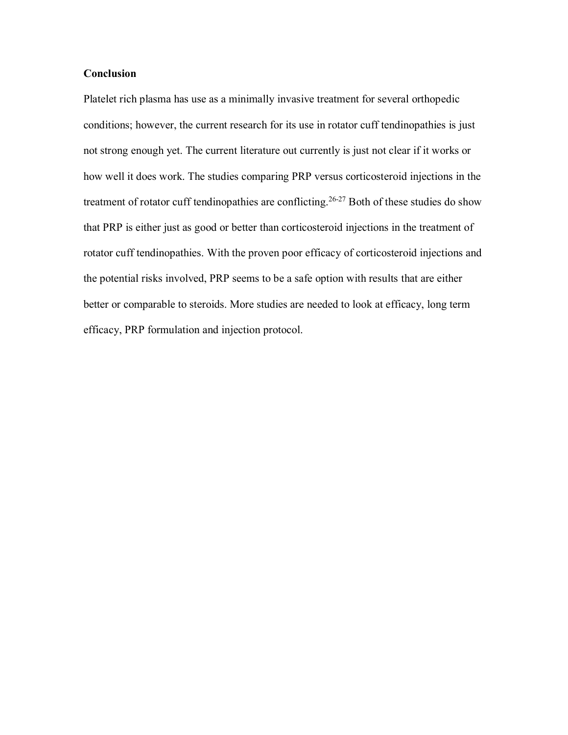## Conclusion

Platelet rich plasma has use as a minimally invasive treatment for several orthopedic conditions; however, the current research for its use in rotator cuff tendinopathies is just not strong enough yet. The current literature out currently is just not clear if it works or how well it does work. The studies comparing PRP versus corticosteroid injections in the treatment of rotator cuff tendinopathies are conflicting.[26-27] Both of these studies do show that PRP is either just as good or better than corticosteroid injections in the treatment of rotator cuff tendinopathies. With the proven poor efficacy of corticosteroid injections and the potential risks involved, PRP seems to be a safe option with results that are either better or comparable to steroids. More studies are needed to look at efficacy, long term efficacy, PRP formulation and injection protocol.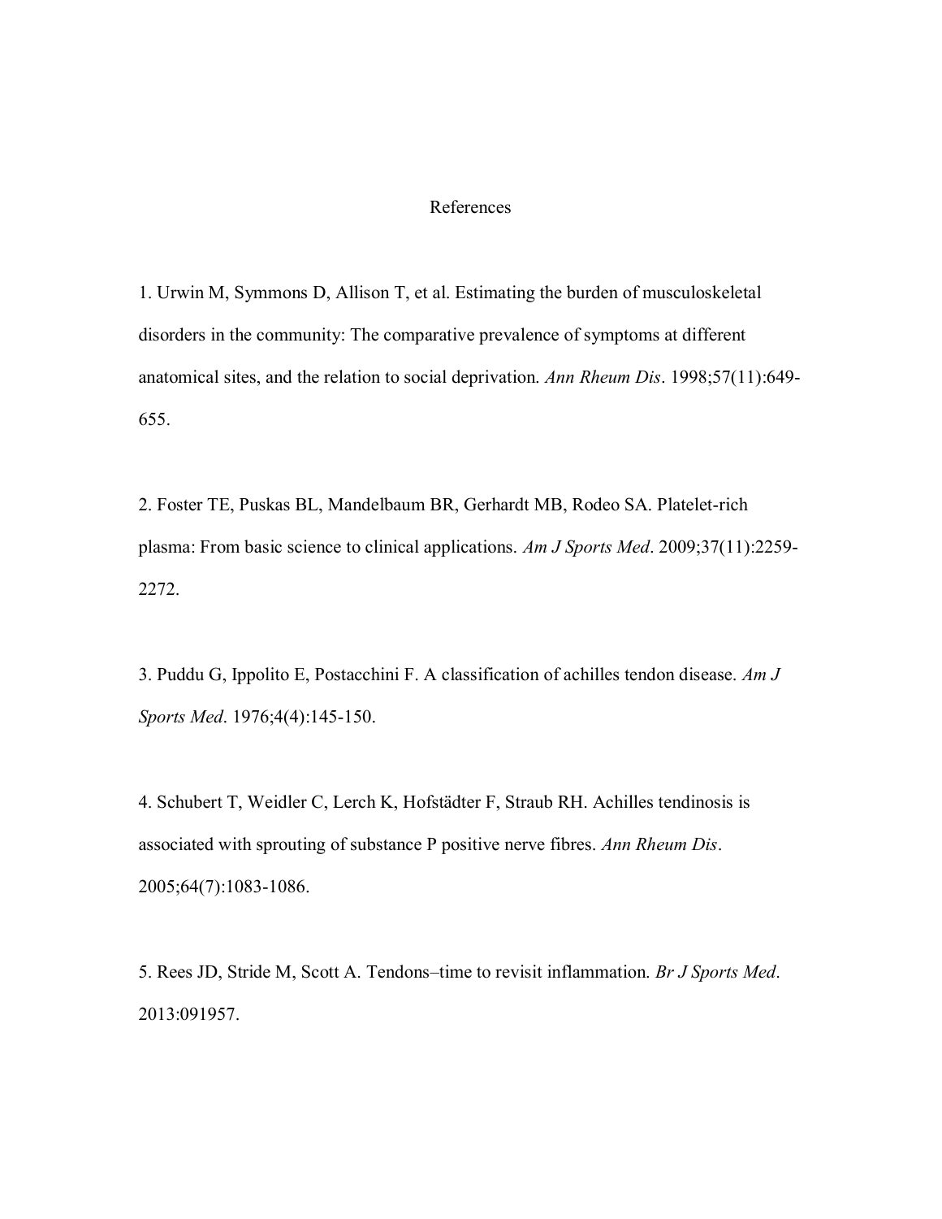# References

1. Urwin M, Symmons D, Allison T, et al. Estimating the burden of musculoskeletal disorders in the community: The comparative prevalence of symptoms at different anatomical sites, and the relation to social deprivation. *Ann Rheum Dis*. 1998;57(11):649-655.

2. Foster TE, Puskas BL, Mandelbaum BR, Gerhardt MB, Rodeo SA. Platelet-rich plasma: From basic science to clinical applications. *Am J Sports Med*. 2009;37(11):2259-2272.

3. Puddu G, Ippolito E, Postacchini F. A classification of achilles tendon disease. *Am J Sports Med*. 1976;4(4):145-150.

4. Schubert T, Weidler C, Lerch K, Hofstädter F, Straub RH. Achilles tendinosis is associated with sprouting of substance P positive nerve fibres. *Ann Rheum Dis*. 2005;64(7):1083-1086.

5. Rees JD, Stride M, Scott A. Tendons–time to revisit inflammation. *Br J Sports Med*. 2013:091957.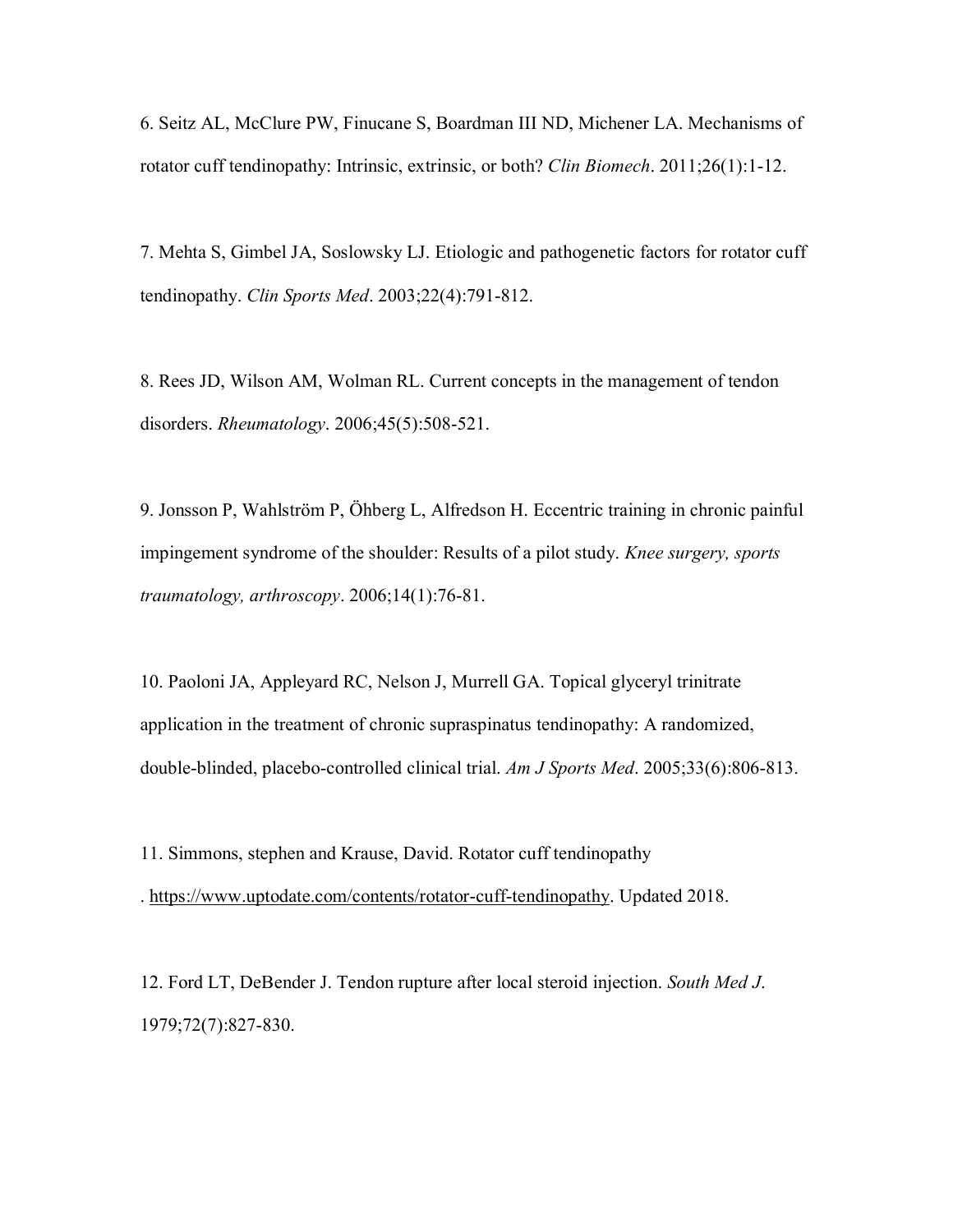6. Seitz AL, McClure PW, Finucane S, Boardman III ND, Michener LA. Mechanisms of rotator cuff tendinopathy: Intrinsic, extrinsic, or both? *Clin Biomech*. 2011;26(1):1-12.

7. Mehta S, Gimbel JA, Soslowsky LJ. Etiologic and pathogenetic factors for rotator cuff tendinopathy. *Clin Sports Med*. 2003;22(4):791-812.

8. Rees JD, Wilson AM, Wolman RL. Current concepts in the management of tendon disorders. *Rheumatology*. 2006;45(5):508-521.

9. Jonsson P, Wahlström P, Öhberg L, Alfredson H. Eccentric training in chronic painful impingement syndrome of the shoulder: Results of a pilot study. *Knee surgery, sports traumatology, arthroscopy*. 2006;14(1):76-81.

10. Paoloni JA, Appleyard RC, Nelson J, Murrell GA. Topical glyceryl trinitrate application in the treatment of chronic supraspinatus tendinopathy: A randomized, double-blinded, placebo-controlled clinical trial. *Am J Sports Med*. 2005;33(6):806-813.

11. Simmons, stephen and Krause, David. Rotator cuff tendinopathy . https://www.uptodate.com/contents/rotator-cuff-tendinopathy. Updated 2018.

12. Ford LT, DeBender J. Tendon rupture after local steroid injection. *South Med J*. 1979;72(7):827-830.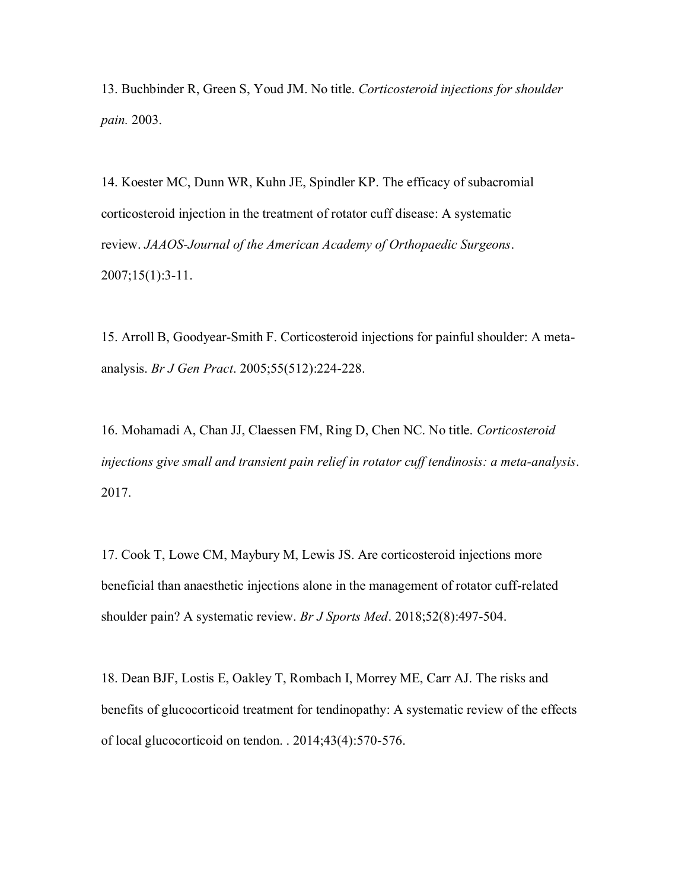13. Buchbinder R, Green S, Youd JM. No title. *Corticosteroid injections for shoulder pain.* 2003.

14. Koester MC, Dunn WR, Kuhn JE, Spindler KP. The efficacy of subacromial corticosteroid injection in the treatment of rotator cuff disease: A systematic review. *JAAOS-Journal of the American Academy of Orthopaedic Surgeons*. 2007;15(1):3-11.

15. Arroll B, Goodyear-Smith F. Corticosteroid injections for painful shoulder: A meta-analysis. *Br J Gen Pract*. 2005;55(512):224-228.

16. Mohamadi A, Chan JJ, Claessen FM, Ring D, Chen NC. No title. *Corticosteroid injections give small and transient pain relief in rotator cuff tendinosis: a meta-analysis*. 2017.

17. Cook T, Lowe CM, Maybury M, Lewis JS. Are corticosteroid injections more beneficial than anaesthetic injections alone in the management of rotator cuff-related shoulder pain? A systematic review. *Br J Sports Med*. 2018;52(8):497-504.

18. Dean BJF, Lostis E, Oakley T, Rombach I, Morrey ME, Carr AJ. The risks and benefits of glucocorticoid treatment for tendinopathy: A systematic review of the effects of local glucocorticoid on tendon. . 2014;43(4):570-576.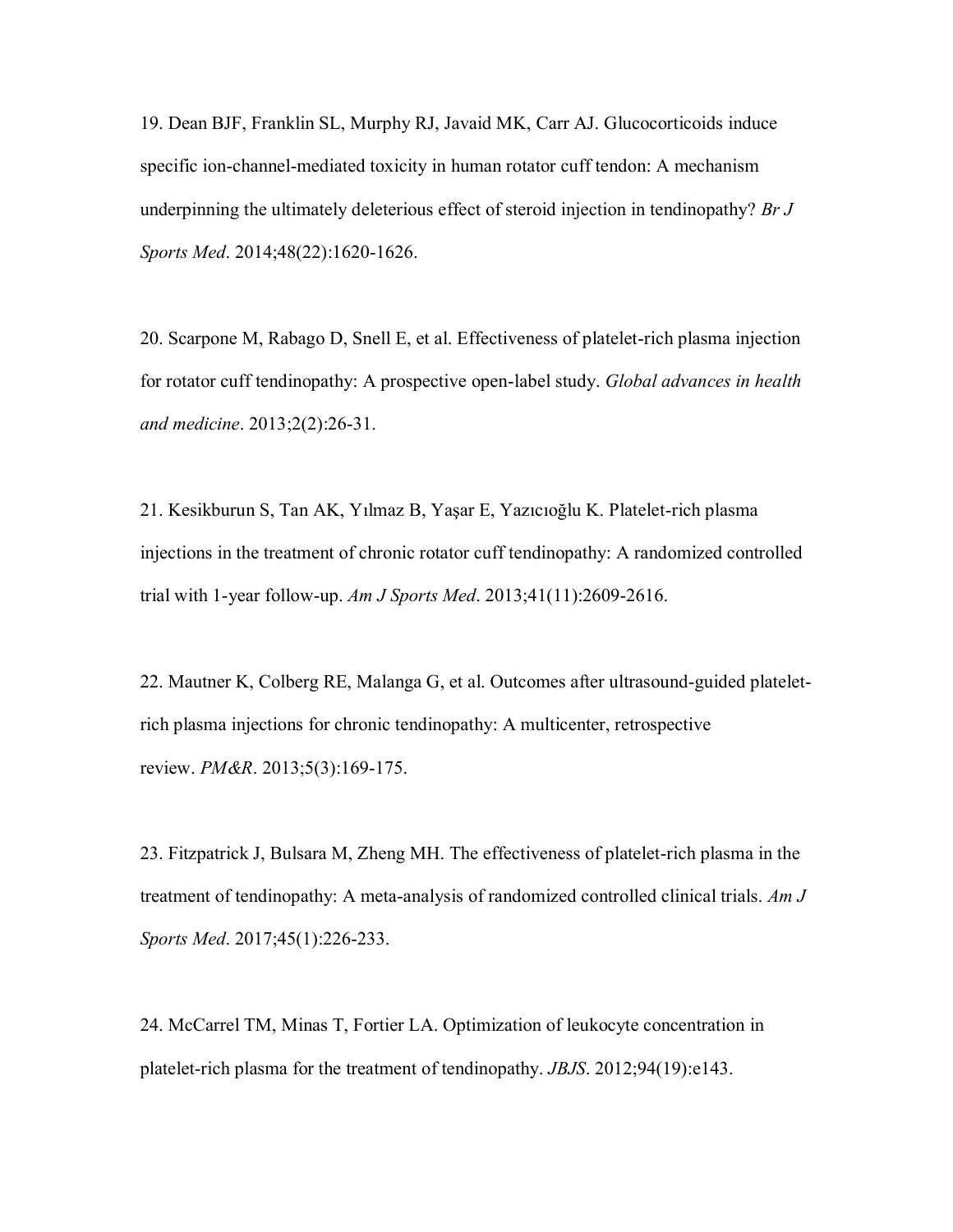19. Dean BJF, Franklin SL, Murphy RJ, Javaid MK, Carr AJ. Glucocorticoids induce specific ion-channel-mediated toxicity in human rotator cuff tendon: A mechanism underpinning the ultimately deleterious effect of steroid injection in tendinopathy? *Br J Sports Med*. 2014;48(22):1620-1626.

20. Scarpone M, Rabago D, Snell E, et al. Effectiveness of platelet-rich plasma injection for rotator cuff tendinopathy: A prospective open-label study. *Global advances in health and medicine*. 2013;2(2):26-31.

21. Kesikburun S, Tan AK, Yılmaz B, Yaşar E, Yazıcıoğlu K. Platelet-rich plasma injections in the treatment of chronic rotator cuff tendinopathy: A randomized controlled trial with 1-year follow-up. *Am J Sports Med*. 2013;41(11):2609-2616.

22. Mautner K, Colberg RE, Malanga G, et al. Outcomes after ultrasound-guided platelet-rich plasma injections for chronic tendinopathy: A multicenter, retrospective review. *PM&R*. 2013;5(3):169-175.

23. Fitzpatrick J, Bulsara M, Zheng MH. The effectiveness of platelet-rich plasma in the treatment of tendinopathy: A meta-analysis of randomized controlled clinical trials. *Am J Sports Med*. 2017;45(1):226-233.

24. McCarrel TM, Minas T, Fortier LA. Optimization of leukocyte concentration in platelet-rich plasma for the treatment of tendinopathy. *JBJS*. 2012;94(19):e143.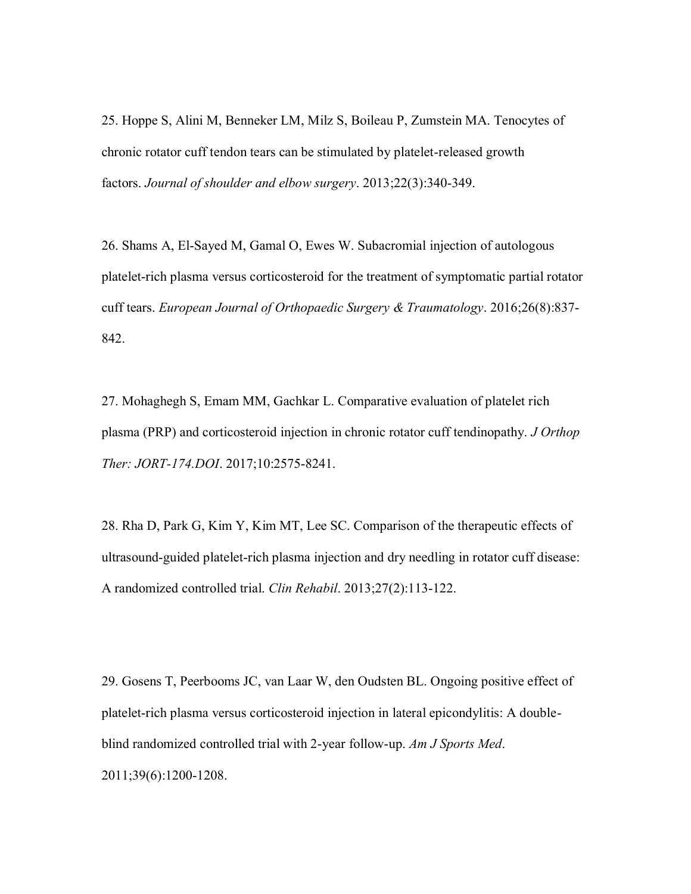25. Hoppe S, Alini M, Benneker LM, Milz S, Boileau P, Zumstein MA. Tenocytes of chronic rotator cuff tendon tears can be stimulated by platelet-released growth factors. *Journal of shoulder and elbow surgery*. 2013;22(3):340-349.

26. Shams A, El-Sayed M, Gamal O, Ewes W. Subacromial injection of autologous platelet-rich plasma versus corticosteroid for the treatment of symptomatic partial rotator cuff tears. *European Journal of Orthopaedic Surgery & Traumatology*. 2016;26(8):837-842.

27. Mohaghegh S, Emam MM, Gachkar L. Comparative evaluation of platelet rich plasma (PRP) and corticosteroid injection in chronic rotator cuff tendinopathy. *J Orthop Ther: JORT-174.DOI*. 2017;10:2575-8241.

28. Rha D, Park G, Kim Y, Kim MT, Lee SC. Comparison of the therapeutic effects of ultrasound-guided platelet-rich plasma injection and dry needling in rotator cuff disease: A randomized controlled trial. *Clin Rehabil*. 2013;27(2):113-122.

29. Gosens T, Peerbooms JC, van Laar W, den Oudsten BL. Ongoing positive effect of platelet-rich plasma versus corticosteroid injection in lateral epicondylitis: A double-blind randomized controlled trial with 2-year follow-up. *Am J Sports Med*. 2011;39(6):1200-1208.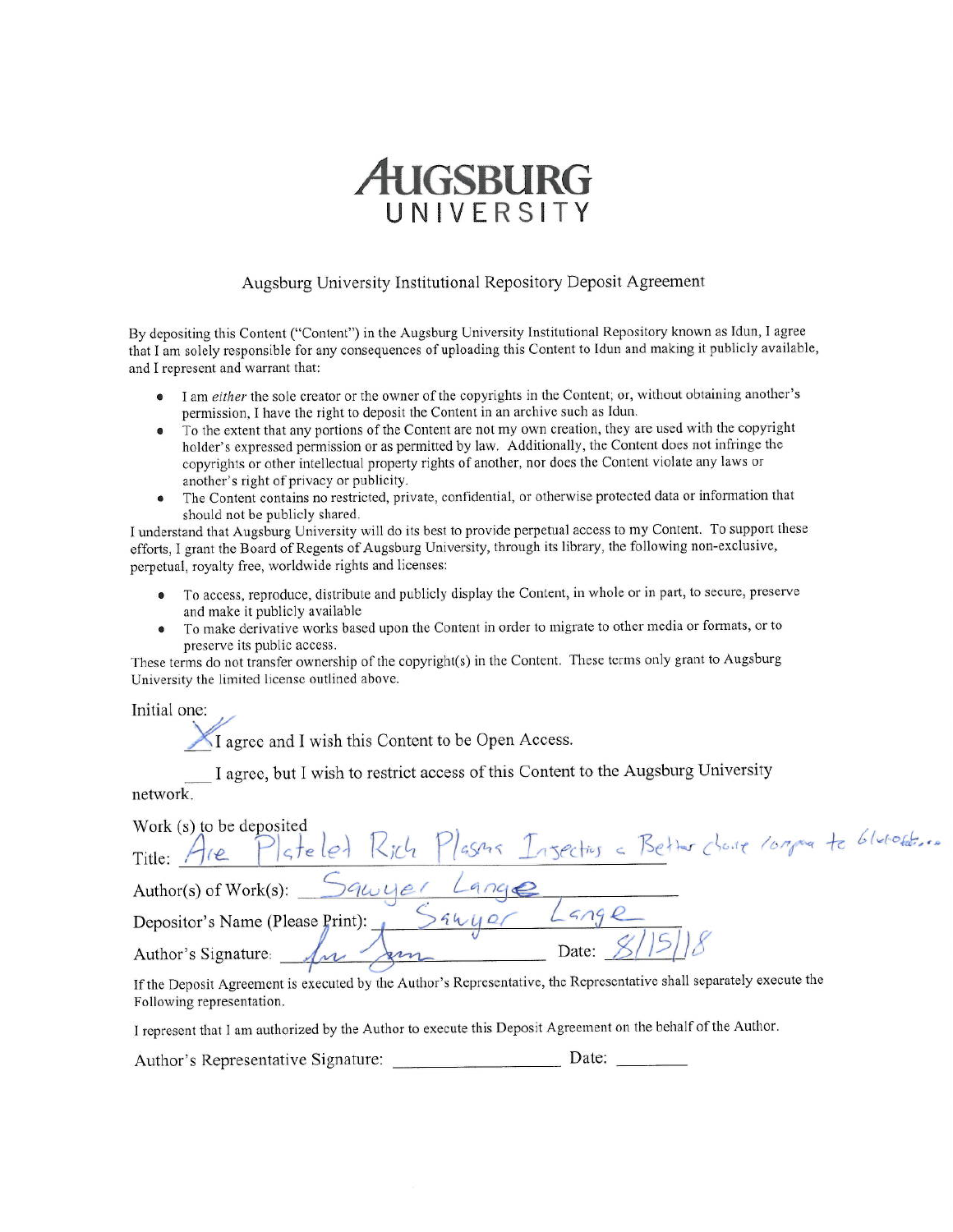# AUGSBURG UNIVERSITY

Augsburg University Institutional Repository Deposit Agreement

By depositing this Content ("Content") in the Augsburg University Institutional Repository known as Idun, I agree that I am solely responsible for any consequences of uploading this Content to Idun and making it publicly available, and I represent and warrant that:

- I am *either* the sole creator or the owner of the copyrights in the Content; or, without obtaining another's permission, I have the right to deposit the Content in an archive such as Idun.
- To the extent that any portions of the Content are not my own creation, they are used with the copyright holder's expressed permission or as permitted by law. Additionally, the Content does not infringe the copyrights or other intellectual property rights of another, nor does the Content violate any laws or another's right of privacy or publicity.
- The Content contains no restricted, private, confidential, or otherwise protected data or information that should not be publicly shared.

I understand that Augsburg University will do its best to provide perpetual access to my Content. To support these efforts, I grant the Board of Regents of Augsburg University, through its library, the following non-exclusive, perpetual, royalty free, worldwide rights and licenses:

- To access, reproduce, distribute and publicly display the Content, in whole or in part, to secure, preserve and make it publicly available
- To make derivative works based upon the Content in order to migrate to other media or formats, or to preserve its public access.

These terms do not transfer ownership of the copyright(s) in the Content. These terms only grant to Augsburg University the limited license outlined above.

Initial one:

X I agree and I wish this Content to be Open Access.

___ I agree, but I wish to restrict access of this Content to the Augsburg University network.

Work (s) to be deposited

Title: Are Platelet Rich Plasma Injections a Better Choice Compared to Glucocort...

Author(s) of Work(s): Sawyer Lange

Depositor's Name (Please Print): Sawyer Lange

Author's Signature: [signature] Date: 8/15/18

If the Deposit Agreement is executed by the Author's Representative, the Representative shall separately execute the Following representation.

I represent that I am authorized by the Author to execute this Deposit Agreement on the behalf of the Author.

Author's Representative Signature: ________________ Date: ________